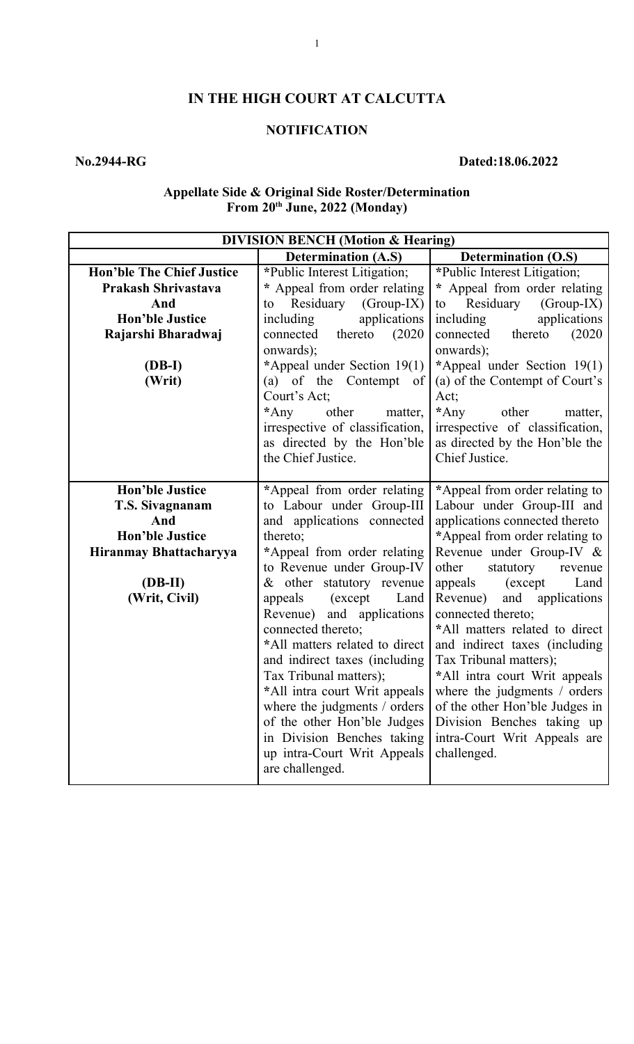# IN THE HIGH COURT AT CALCUTTA

## NOTIFICATION

**No.2944-RG** **Dated:18.06.2022**

**Appellate Side & Original Side Roster/Determination**
**From 20th June, 2022 (Monday)**

| DIVISION BENCH (Motion & Hearing) | | |
|---|---|---|
| | **Determination (A.S)** | **Determination (O.S)** |
| **Hon'ble The Chief Justice Prakash Shrivastava And Hon'ble Justice Rajarshi Bharadwaj**<br><br>**(DB-I)**<br>**(Writ)** | *Public Interest Litigation;<br>* Appeal from order relating to Residuary (Group-IX) including applications connected thereto (2020 onwards);<br>*Appeal under Section 19(1) (a) of the Contempt of Court's Act;<br>*Any other matter, irrespective of classification, as directed by the Hon'ble the Chief Justice. | *Public Interest Litigation;<br>* Appeal from order relating to Residuary (Group-IX) including applications connected thereto (2020 onwards);<br>*Appeal under Section 19(1) (a) of the Contempt of Court's Act;<br>*Any other matter, irrespective of classification, as directed by the Hon'ble the Chief Justice. |
| **Hon'ble Justice T.S. Sivagnanam And Hon'ble Justice Hiranmay Bhattacharyya**<br><br>**(DB-II)**<br>**(Writ, Civil)** | *Appeal from order relating to Labour under Group-III and applications connected thereto;<br>*Appeal from order relating to Revenue under Group-IV & other statutory revenue appeals (except Land Revenue) and applications connected thereto;<br>*All matters related to direct and indirect taxes (including Tax Tribunal matters);<br>*All intra court Writ appeals where the judgments / orders of the other Hon'ble Judges in Division Benches taking up intra-Court Writ Appeals are challenged. | *Appeal from order relating to Labour under Group-III and applications connected thereto<br>*Appeal from order relating to Revenue under Group-IV & other statutory revenue appeals (except Land Revenue) and applications connected thereto;<br>*All matters related to direct and indirect taxes (including Tax Tribunal matters);<br>*All intra court Writ appeals where the judgments / orders of the other Hon'ble Judges in Division Benches taking up intra-Court Writ Appeals are challenged. |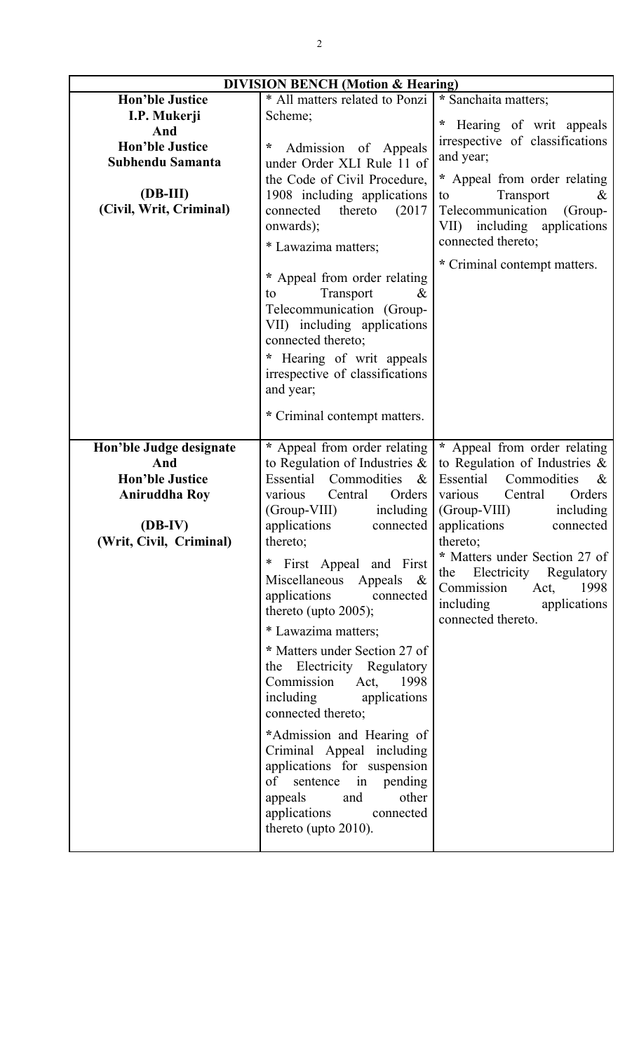| DIVISION BENCH (Motion & Hearing) | | |
|---|---|---|
| **Hon'ble Justice I.P. Mukerji And Hon'ble Justice Subhendu Samanta (DB-III) (Civil, Writ, Criminal)** | * All matters related to Ponzi Scheme;<br>* Admission of Appeals under Order XLI Rule 11 of the Code of Civil Procedure, 1908 including applications connected thereto (2017 onwards);<br>* Lawazima matters;<br>* Appeal from order relating to Transport & Telecommunication (Group-VII) including applications connected thereto;<br>* Hearing of writ appeals irrespective of classifications and year;<br>* Criminal contempt matters. | * Sanchaita matters;<br>* Hearing of writ appeals irrespective of classifications and year;<br>* Appeal from order relating to Transport & Telecommunication (Group-VII) including applications connected thereto;<br>* Criminal contempt matters. |
| **Hon'ble Judge designate And Hon'ble Justice Aniruddha Roy (DB-IV) (Writ, Civil, Criminal)** | * Appeal from order relating to Regulation of Industries & Essential Commodities & various Central Orders (Group-VIII) including applications connected thereto;<br>* First Appeal and First Miscellaneous Appeals & applications connected thereto (upto 2005);<br>* Lawazima matters;<br>* Matters under Section 27 of the Electricity Regulatory Commission Act, 1998 including applications connected thereto;<br>*Admission and Hearing of Criminal Appeal including applications for suspension of sentence in pending appeals and other applications connected thereto (upto 2010). | * Appeal from order relating to Regulation of Industries & Essential Commodities & various Central Orders (Group-VIII) including applications connected thereto;<br>* Matters under Section 27 of the Electricity Regulatory Commission Act, 1998 including applications connected thereto. |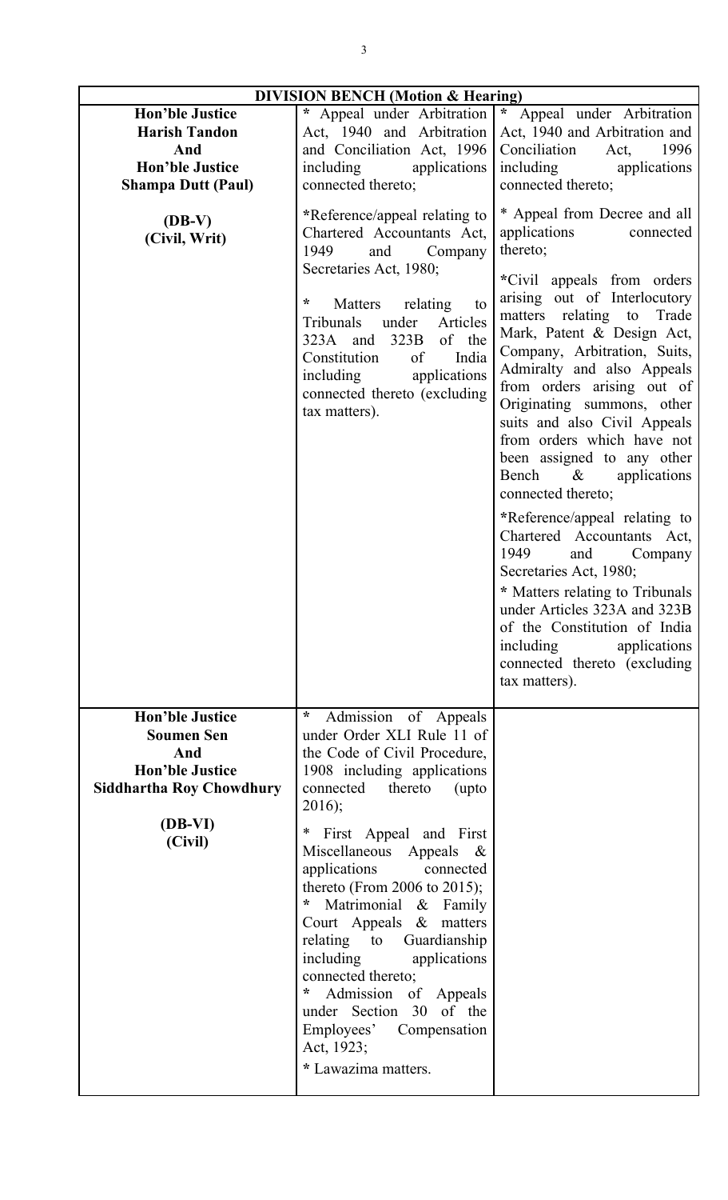| DIVISION BENCH (Motion & Hearing) | | |
|---|---|---|
| **Hon'ble Justice Harish Tandon And Hon'ble Justice Shampa Dutt (Paul)**<br><br>**(DB-V)**<br>**(Civil, Writ)** | * Appeal under Arbitration Act, 1940 and Arbitration and Conciliation Act, 1996 including applications connected thereto;<br><br>*Reference/appeal relating to Chartered Accountants Act, 1949 and Company Secretaries Act, 1980;<br><br>* Matters relating to Tribunals under Articles 323A and 323B of the Constitution of India including applications connected thereto (excluding tax matters). | * Appeal under Arbitration Act, 1940 and Arbitration and Conciliation Act, 1996 including applications connected thereto;<br><br>* Appeal from Decree and all applications connected thereto;<br><br>*Civil appeals from orders arising out of Interlocutory matters relating to Trade Mark, Patent & Design Act, Company, Arbitration, Suits, Admiralty and also Appeals from orders arising out of Originating summons, other suits and also Civil Appeals from orders which have not been assigned to any other Bench & applications connected thereto;<br><br>*Reference/appeal relating to Chartered Accountants Act, 1949 and Company Secretaries Act, 1980;<br><br>* Matters relating to Tribunals under Articles 323A and 323B of the Constitution of India including applications connected thereto (excluding tax matters). |
| **Hon'ble Justice Soumen Sen And Hon'ble Justice Siddhartha Roy Chowdhury**<br><br>**(DB-VI)**<br>**(Civil)** | * Admission of Appeals under Order XLI Rule 11 of the Code of Civil Procedure, 1908 including applications connected thereto (upto 2016);<br><br>* First Appeal and First Miscellaneous Appeals & applications connected thereto (From 2006 to 2015);<br>* Matrimonial & Family Court Appeals & matters relating to Guardianship including applications connected thereto;<br>* Admission of Appeals under Section 30 of the Employees' Compensation Act, 1923;<br><br>* Lawazima matters. | |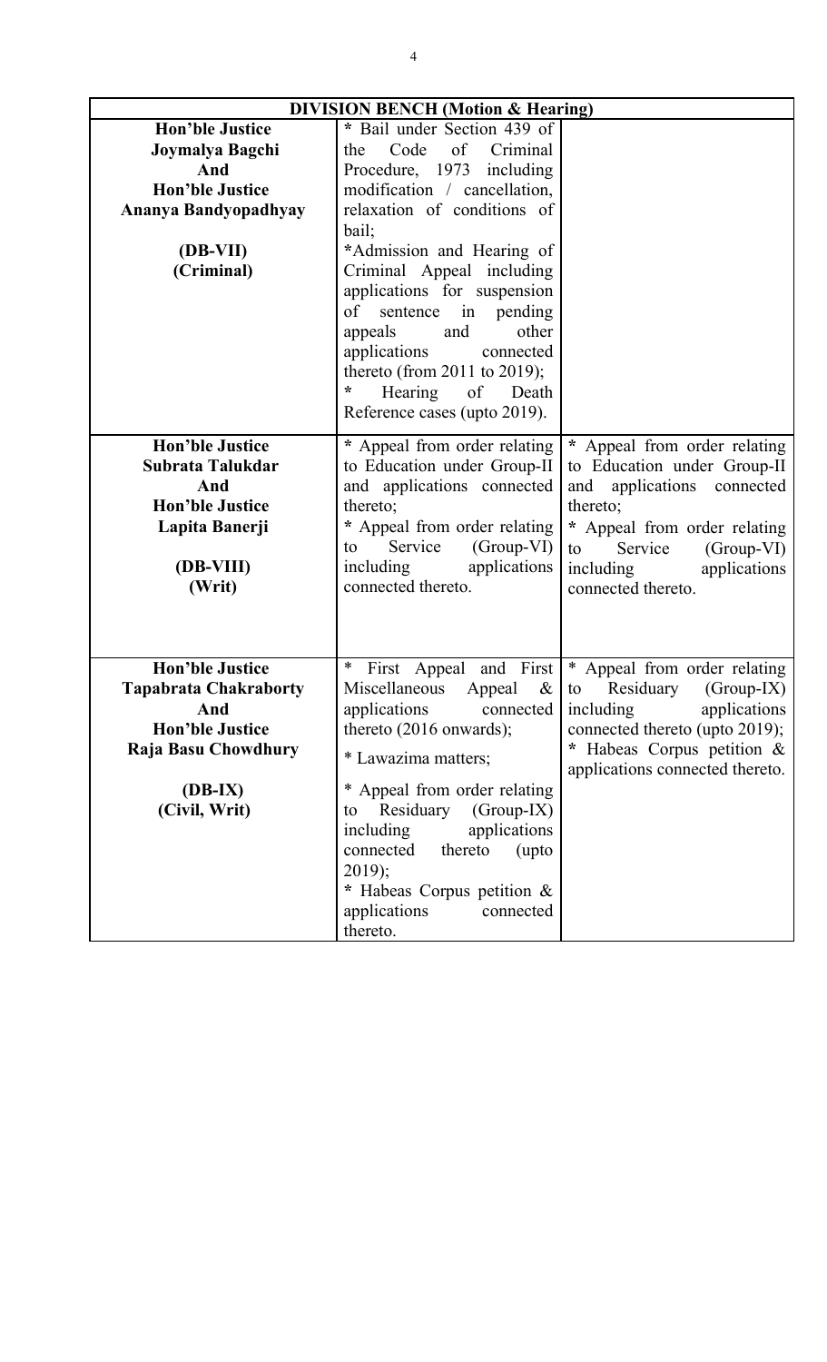| DIVISION BENCH (Motion & Hearing) | | |
|---|---|---|
| **Hon'ble Justice Joymalya Bagchi And Hon'ble Justice Ananya Bandyopadhyay**<br><br>**(DB-VII)**<br>**(Criminal)** | * Bail under Section 439 of the Code of Criminal Procedure, 1973 including modification / cancellation, relaxation of conditions of bail;<br>*Admission and Hearing of Criminal Appeal including applications for suspension of sentence in pending appeals and other applications connected thereto (from 2011 to 2019);<br>* Hearing of Death Reference cases (upto 2019). | |
| **Hon'ble Justice Subrata Talukdar And Hon'ble Justice Lapita Banerji**<br><br>**(DB-VIII)**<br>**(Writ)** | * Appeal from order relating to Education under Group-II and applications connected thereto;<br>* Appeal from order relating to Service (Group-VI) including applications connected thereto. | * Appeal from order relating to Education under Group-II and applications connected thereto;<br>* Appeal from order relating to Service (Group-VI) including applications connected thereto. |
| **Hon'ble Justice Tapabrata Chakraborty And Hon'ble Justice Raja Basu Chowdhury**<br><br>**(DB-IX)**<br>**(Civil, Writ)** | * First Appeal and First Miscellaneous Appeal & applications connected thereto (2016 onwards);<br>* Lawazima matters;<br>* Appeal from order relating to Residuary (Group-IX) including applications connected thereto (upto 2019);<br>* Habeas Corpus petition & applications connected thereto. | * Appeal from order relating to Residuary (Group-IX) including applications connected thereto (upto 2019);<br>* Habeas Corpus petition & applications connected thereto. |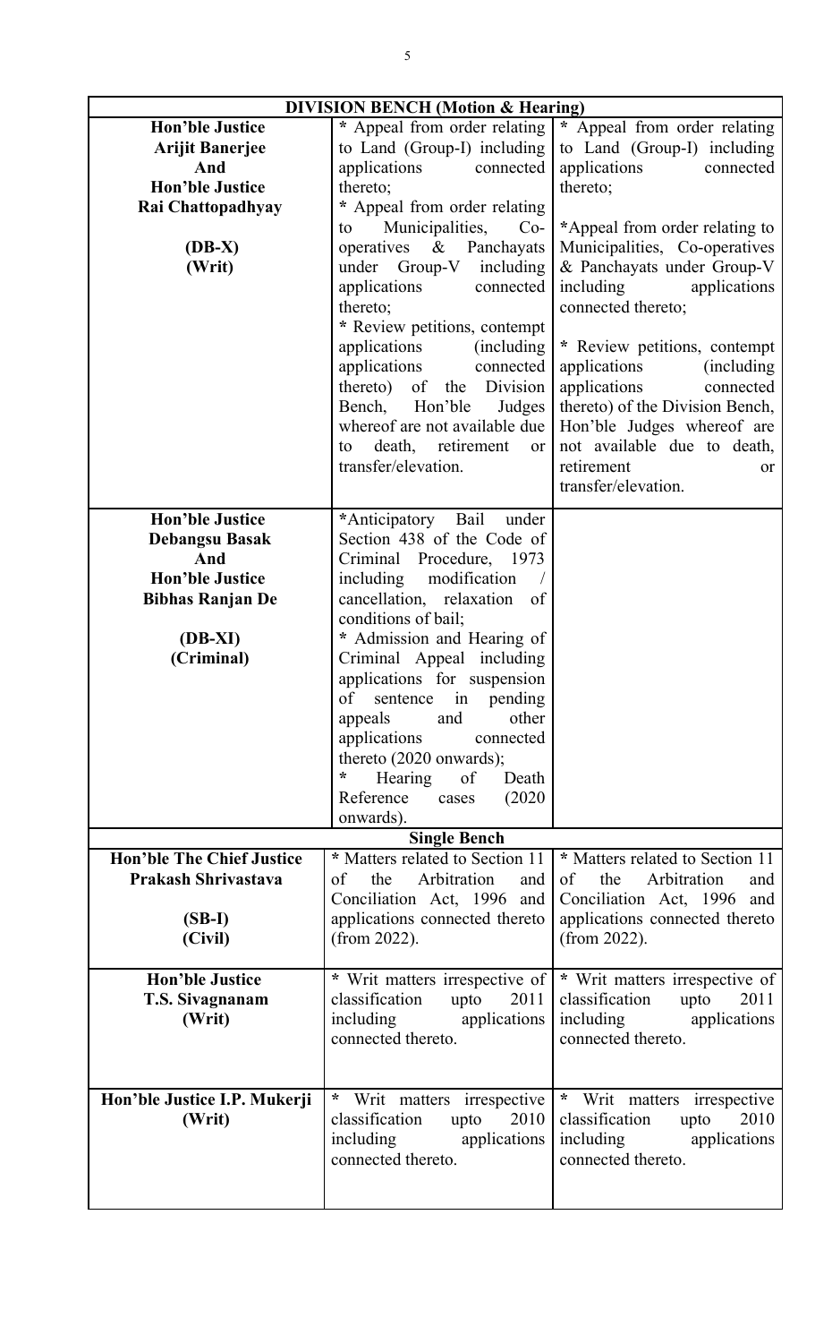| DIVISION BENCH (Motion & Hearing) | | |
|---|---|---|
| **Hon'ble Justice Arijit Banerjee And Hon'ble Justice Rai Chattopadhyay (DB-X) (Writ)** | * Appeal from order relating to Land (Group-I) including applications connected thereto;<br>* Appeal from order relating to Municipalities, Co-operatives & Panchayats under Group-V including applications connected thereto;<br>* Review petitions, contempt applications (including applications connected thereto) of the Division Bench, Hon'ble Judges whereof are not available due to death, retirement or transfer/elevation. | * Appeal from order relating to Land (Group-I) including applications connected thereto;<br>*Appeal from order relating to Municipalities, Co-operatives & Panchayats under Group-V including applications connected thereto;<br>* Review petitions, contempt applications (including applications connected thereto) of the Division Bench, Hon'ble Judges whereof are not available due to death, retirement or transfer/elevation. |
| **Hon'ble Justice Debangsu Basak And Hon'ble Justice Bibhas Ranjan De (DB-XI) (Criminal)** | *Anticipatory Bail under Section 438 of the Code of Criminal Procedure, 1973 including modification / cancellation, relaxation of conditions of bail;<br>* Admission and Hearing of Criminal Appeal including applications for suspension of sentence in pending appeals and other applications connected thereto (2020 onwards);<br>* Hearing of Death Reference cases (2020 onwards). | |
| **Single Bench** | | |
| **Hon'ble The Chief Justice Prakash Shrivastava (SB-I) (Civil)** | * Matters related to Section 11 of the Arbitration and Conciliation Act, 1996 and applications connected thereto (from 2022). | * Matters related to Section 11 of the Arbitration and Conciliation Act, 1996 and applications connected thereto (from 2022). |
| **Hon'ble Justice T.S. Sivagnanam (Writ)** | * Writ matters irrespective of classification upto 2011 including applications connected thereto. | * Writ matters irrespective of classification upto 2011 including applications connected thereto. |
| **Hon'ble Justice I.P. Mukerji (Writ)** | * Writ matters irrespective classification upto 2010 including applications connected thereto. | * Writ matters irrespective classification upto 2010 including applications connected thereto. |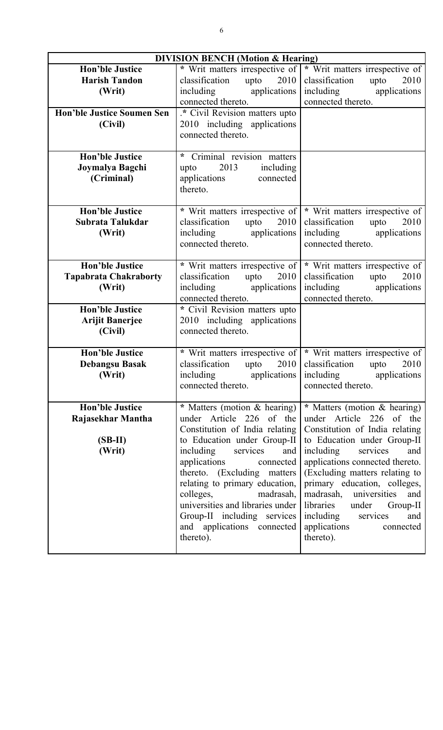| DIVISION BENCH (Motion & Hearing) | | |
|---|---|---|
| **Hon'ble Justice Harish Tandon (Writ)** | * Writ matters irrespective of classification upto 2010 including applications connected thereto. | * Writ matters irrespective of classification upto 2010 including applications connected thereto. |
| **Hon'ble Justice Soumen Sen (Civil)** | .* Civil Revision matters upto 2010 including applications connected thereto. | |
| **Hon'ble Justice Joymalya Bagchi (Criminal)** | * Criminal revision matters upto 2013 including applications connected thereto. | |
| **Hon'ble Justice Subrata Talukdar (Writ)** | * Writ matters irrespective of classification upto 2010 including applications connected thereto. | * Writ matters irrespective of classification upto 2010 including applications connected thereto. |
| **Hon'ble Justice Tapabrata Chakraborty (Writ)** | * Writ matters irrespective of classification upto 2010 including applications connected thereto. | * Writ matters irrespective of classification upto 2010 including applications connected thereto. |
| **Hon'ble Justice Arijit Banerjee (Civil)** | * Civil Revision matters upto 2010 including applications connected thereto. | |
| **Hon'ble Justice Debangsu Basak (Writ)** | * Writ matters irrespective of classification upto 2010 including applications connected thereto. | * Writ matters irrespective of classification upto 2010 including applications connected thereto. |
| **Hon'ble Justice Rajasekhar Mantha (SB-II) (Writ)** | * Matters (motion & hearing) under Article 226 of the Constitution of India relating to Education under Group-II including services and applications connected thereto. (Excluding matters relating to primary education, colleges, madrasah, universities and libraries under Group-II including services and applications connected thereto). | * Matters (motion & hearing) under Article 226 of the Constitution of India relating to Education under Group-II including services and applications connected thereto. (Excluding matters relating to primary education, colleges, madrasah, universities and libraries under Group-II including services and applications connected thereto). |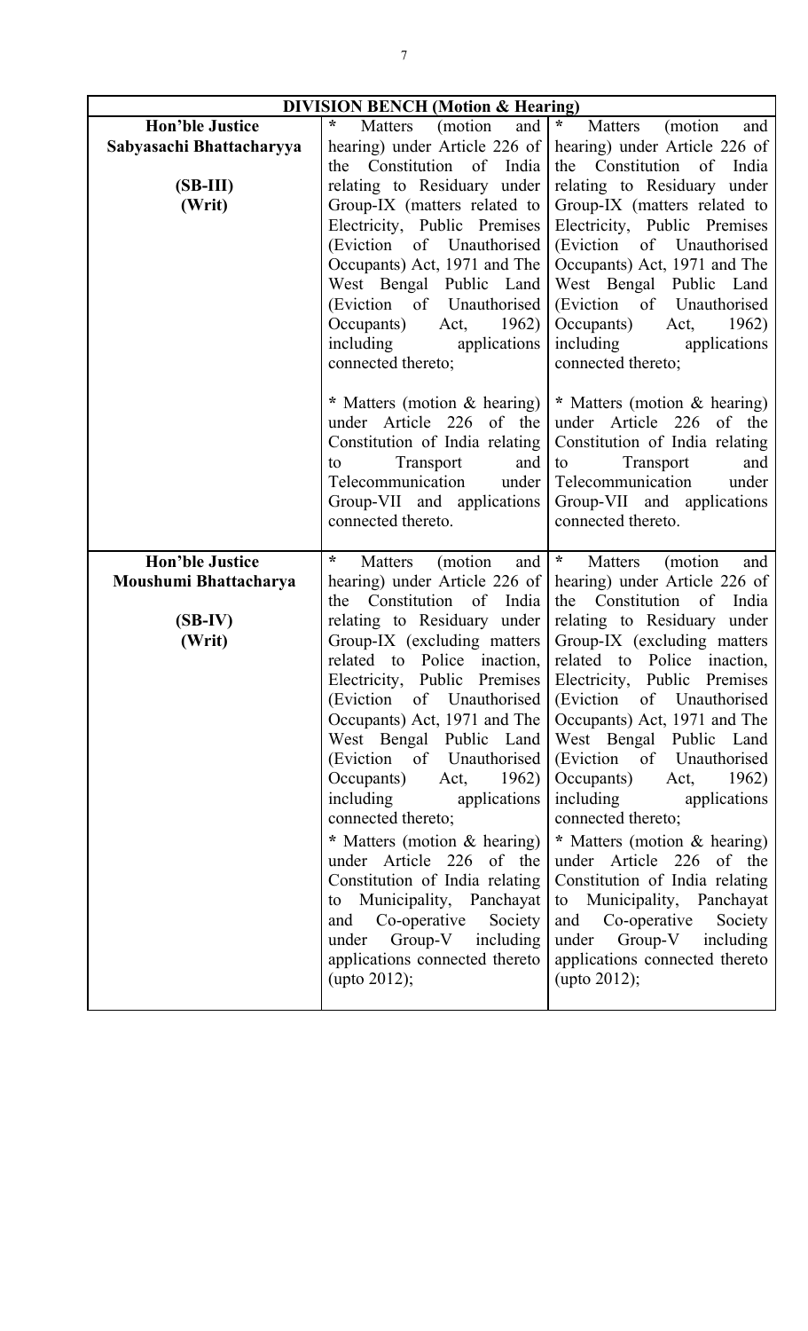| DIVISION BENCH (Motion & Hearing) | | |
|---|---|---|
| **Hon'ble Justice Sabyasachi Bhattacharyya**<br><br>**(SB-III)**<br>**(Writ)** | * Matters (motion and hearing) under Article 226 of the Constitution of India relating to Residuary under Group-IX (matters related to Electricity, Public Premises (Eviction of Unauthorised Occupants) Act, 1971 and The West Bengal Public Land (Eviction of Unauthorised Occupants) Act, 1962) including applications connected thereto;<br><br>* Matters (motion & hearing) under Article 226 of the Constitution of India relating to Transport and Telecommunication under Group-VII and applications connected thereto. | * Matters (motion and hearing) under Article 226 of the Constitution of India relating to Residuary under Group-IX (matters related to Electricity, Public Premises (Eviction of Unauthorised Occupants) Act, 1971 and The West Bengal Public Land (Eviction of Unauthorised Occupants) Act, 1962) including applications connected thereto;<br><br>* Matters (motion & hearing) under Article 226 of the Constitution of India relating to Transport and Telecommunication under Group-VII and applications connected thereto. |
| **Hon'ble Justice Moushumi Bhattacharya**<br><br>**(SB-IV)**<br>**(Writ)** | * Matters (motion and hearing) under Article 226 of the Constitution of India relating to Residuary under Group-IX (excluding matters related to Police inaction, Electricity, Public Premises (Eviction of Unauthorised Occupants) Act, 1971 and The West Bengal Public Land (Eviction of Unauthorised Occupants) Act, 1962) including applications connected thereto;<br><br>* Matters (motion & hearing) under Article 226 of the Constitution of India relating to Municipality, Panchayat and Co-operative Society under Group-V including applications connected thereto (upto 2012); | * Matters (motion and hearing) under Article 226 of the Constitution of India relating to Residuary under Group-IX (excluding matters related to Police inaction, Electricity, Public Premises (Eviction of Unauthorised Occupants) Act, 1971 and The West Bengal Public Land (Eviction of Unauthorised Occupants) Act, 1962) including applications connected thereto;<br><br>* Matters (motion & hearing) under Article 226 of the Constitution of India relating to Municipality, Panchayat and Co-operative Society under Group-V including applications connected thereto (upto 2012); |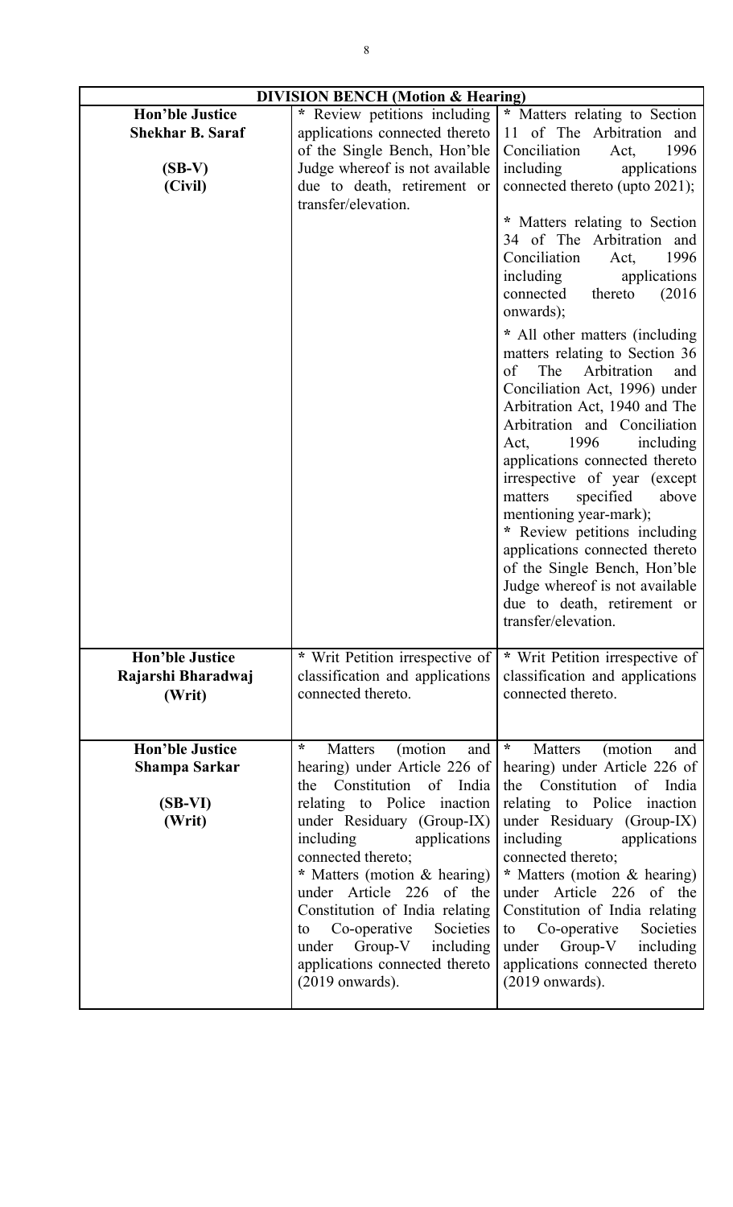| DIVISION BENCH (Motion & Hearing) | | |
|---|---|---|
| **Hon'ble Justice Shekhar B. Saraf**<br><br>**(SB-V)**<br>**(Civil)** | * Review petitions including applications connected thereto of the Single Bench, Hon'ble Judge whereof is not available due to death, retirement or transfer/elevation. | * Matters relating to Section 11 of The Arbitration and Conciliation Act, 1996 including applications connected thereto (upto 2021);<br><br>* Matters relating to Section 34 of The Arbitration and Conciliation Act, 1996 including applications connected thereto (2016 onwards);<br><br>* All other matters (including matters relating to Section 36 of The Arbitration and Conciliation Act, 1996) under Arbitration Act, 1940 and The Arbitration and Conciliation Act, 1996 including applications connected thereto irrespective of year (except matters specified above mentioning year-mark);<br>* Review petitions including applications connected thereto of the Single Bench, Hon'ble Judge whereof is not available due to death, retirement or transfer/elevation. |
| **Hon'ble Justice Rajarshi Bharadwaj**<br>**(Writ)** | * Writ Petition irrespective of classification and applications connected thereto. | * Writ Petition irrespective of classification and applications connected thereto. |
| **Hon'ble Justice Shampa Sarkar**<br><br>**(SB-VI)**<br>**(Writ)** | * Matters (motion and hearing) under Article 226 of the Constitution of India relating to Police inaction under Residuary (Group-IX) including applications connected thereto;<br>* Matters (motion & hearing) under Article 226 of the Constitution of India relating to Co-operative Societies under Group-V including applications connected thereto (2019 onwards). | * Matters (motion and hearing) under Article 226 of the Constitution of India relating to Police inaction under Residuary (Group-IX) including applications connected thereto;<br>* Matters (motion & hearing) under Article 226 of the Constitution of India relating to Co-operative Societies under Group-V including applications connected thereto (2019 onwards). |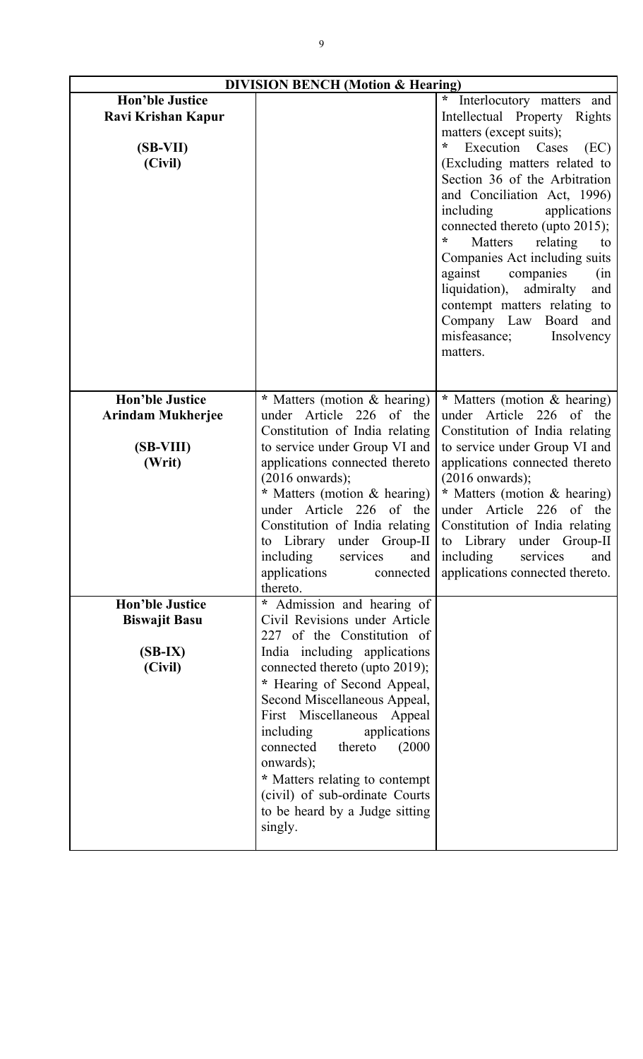| DIVISION BENCH (Motion & Hearing) | | |
|---|---|---|
| **Hon'ble Justice Ravi Krishan Kapur (SB-VII) (Civil)** | | * Interlocutory matters and Intellectual Property Rights matters (except suits);<br>* Execution Cases (EC) (Excluding matters related to Section 36 of the Arbitration and Conciliation Act, 1996) including applications connected thereto (upto 2015);<br>* Matters relating to Companies Act including suits against companies (in liquidation), admiralty and contempt matters relating to Company Law Board and misfeasance; Insolvency matters. |
| **Hon'ble Justice Arindam Mukherjee (SB-VIII) (Writ)** | * Matters (motion & hearing) under Article 226 of the Constitution of India relating to service under Group VI and applications connected thereto (2016 onwards);<br>* Matters (motion & hearing) under Article 226 of the Constitution of India relating to Library under Group-II including services and applications connected thereto. | * Matters (motion & hearing) under Article 226 of the Constitution of India relating to service under Group VI and applications connected thereto (2016 onwards);<br>* Matters (motion & hearing) under Article 226 of the Constitution of India relating to Library under Group-II including services and applications connected thereto. |
| **Hon'ble Justice Biswajit Basu (SB-IX) (Civil)** | * Admission and hearing of Civil Revisions under Article 227 of the Constitution of India including applications connected thereto (upto 2019);<br>* Hearing of Second Appeal, Second Miscellaneous Appeal, First Miscellaneous Appeal including applications connected thereto (2000 onwards);<br>* Matters relating to contempt (civil) of sub-ordinate Courts to be heard by a Judge sitting singly. | |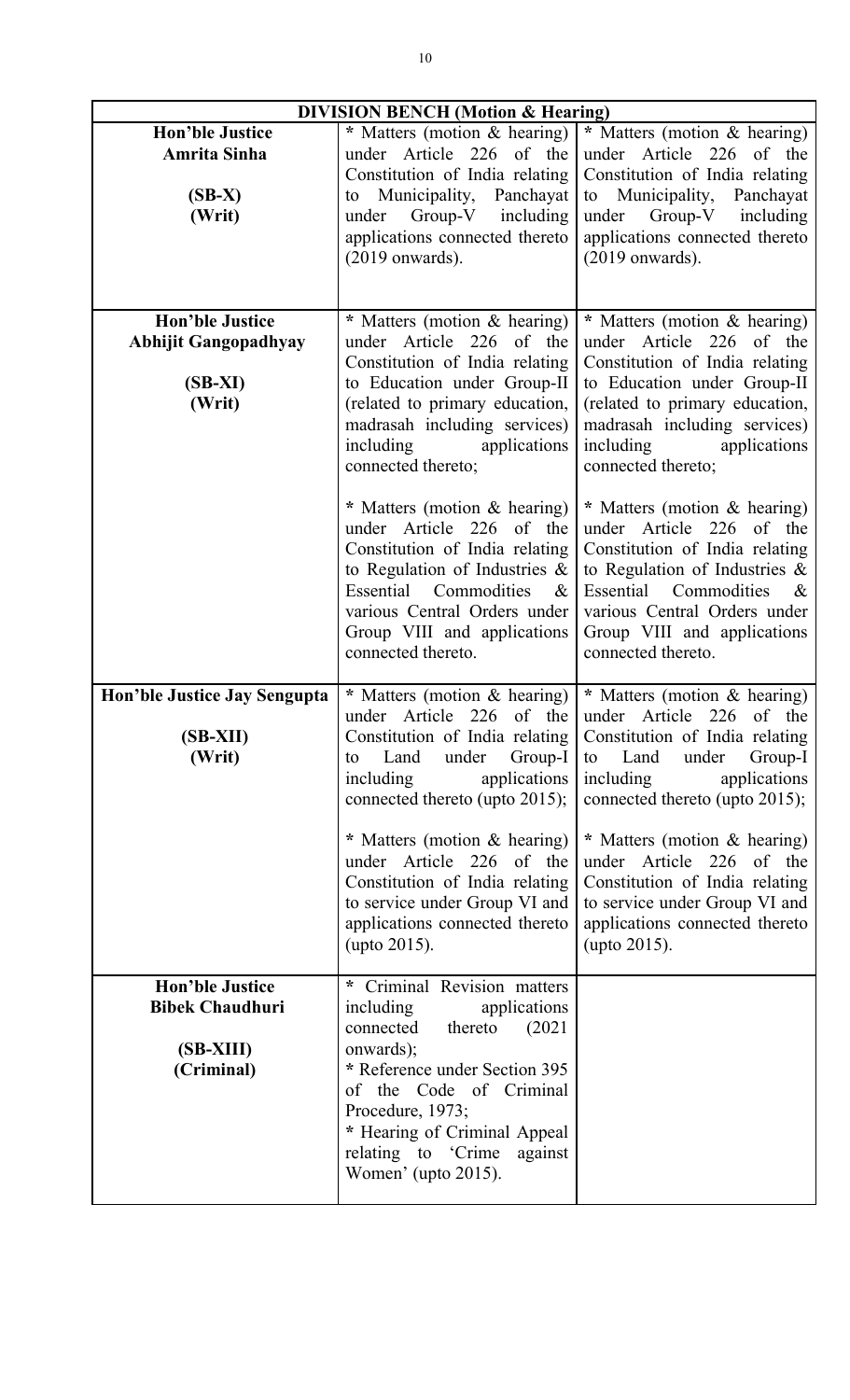| DIVISION BENCH (Motion & Hearing) | | |
|---|---|---|
| **Hon'ble Justice Amrita Sinha**<br><br>**(SB-X)**<br>**(Writ)** | * Matters (motion & hearing) under Article 226 of the Constitution of India relating to Municipality, Panchayat under Group-V including applications connected thereto (2019 onwards). | * Matters (motion & hearing) under Article 226 of the Constitution of India relating to Municipality, Panchayat under Group-V including applications connected thereto (2019 onwards). |
| **Hon'ble Justice Abhijit Gangopadhyay**<br><br>**(SB-XI)**<br>**(Writ)** | * Matters (motion & hearing) under Article 226 of the Constitution of India relating to Education under Group-II (related to primary education, madrasah including services) including applications connected thereto;<br><br>* Matters (motion & hearing) under Article 226 of the Constitution of India relating to Regulation of Industries & Essential Commodities & various Central Orders under Group VIII and applications connected thereto. | * Matters (motion & hearing) under Article 226 of the Constitution of India relating to Education under Group-II (related to primary education, madrasah including services) including applications connected thereto;<br><br>* Matters (motion & hearing) under Article 226 of the Constitution of India relating to Regulation of Industries & Essential Commodities & various Central Orders under Group VIII and applications connected thereto. |
| **Hon'ble Justice Jay Sengupta**<br><br>**(SB-XII)**<br>**(Writ)** | * Matters (motion & hearing) under Article 226 of the Constitution of India relating to Land under Group-I including applications connected thereto (upto 2015);<br><br>* Matters (motion & hearing) under Article 226 of the Constitution of India relating to service under Group VI and applications connected thereto (upto 2015). | * Matters (motion & hearing) under Article 226 of the Constitution of India relating to Land under Group-I including applications connected thereto (upto 2015);<br><br>* Matters (motion & hearing) under Article 226 of the Constitution of India relating to service under Group VI and applications connected thereto (upto 2015). |
| **Hon'ble Justice Bibek Chaudhuri**<br><br>**(SB-XIII)**<br>**(Criminal)** | * Criminal Revision matters including applications connected thereto (2021 onwards);<br>* Reference under Section 395 of the Code of Criminal Procedure, 1973;<br>* Hearing of Criminal Appeal relating to 'Crime against Women' (upto 2015). | |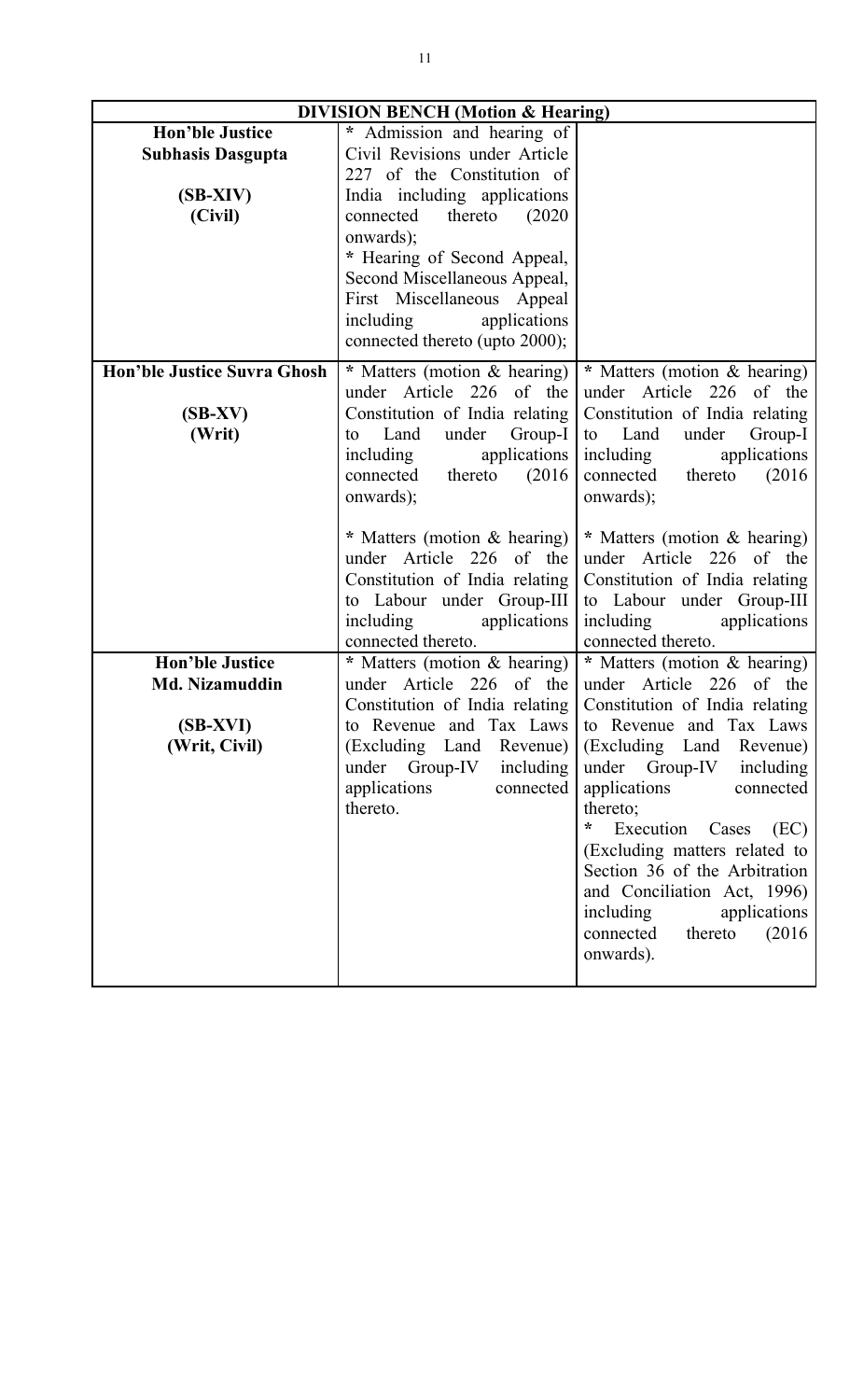| DIVISION BENCH (Motion & Hearing) | | |
|---|---|---|
| **Hon'ble Justice Subhasis Dasgupta**<br><br>**(SB-XIV)**<br>**(Civil)** | * Admission and hearing of Civil Revisions under Article 227 of the Constitution of India including applications connected thereto (2020 onwards);<br>* Hearing of Second Appeal, Second Miscellaneous Appeal, First Miscellaneous Appeal including applications connected thereto (upto 2000); | |
| **Hon'ble Justice Suvra Ghosh**<br><br>**(SB-XV)**<br>**(Writ)** | * Matters (motion & hearing) under Article 226 of the Constitution of India relating to Land under Group-I including applications connected thereto (2016 onwards);<br><br>* Matters (motion & hearing) under Article 226 of the Constitution of India relating to Labour under Group-III including applications connected thereto. | * Matters (motion & hearing) under Article 226 of the Constitution of India relating to Land under Group-I including applications connected thereto (2016 onwards);<br><br>* Matters (motion & hearing) under Article 226 of the Constitution of India relating to Labour under Group-III including applications connected thereto. |
| **Hon'ble Justice Md. Nizamuddin**<br><br>**(SB-XVI)**<br>**(Writ, Civil)** | * Matters (motion & hearing) under Article 226 of the Constitution of India relating to Revenue and Tax Laws (Excluding Land Revenue) under Group-IV including applications connected thereto. | * Matters (motion & hearing) under Article 226 of the Constitution of India relating to Revenue and Tax Laws (Excluding Land Revenue) under Group-IV including applications connected thereto;<br>* Execution Cases (EC) (Excluding matters related to Section 36 of the Arbitration and Conciliation Act, 1996) including applications connected thereto (2016 onwards). |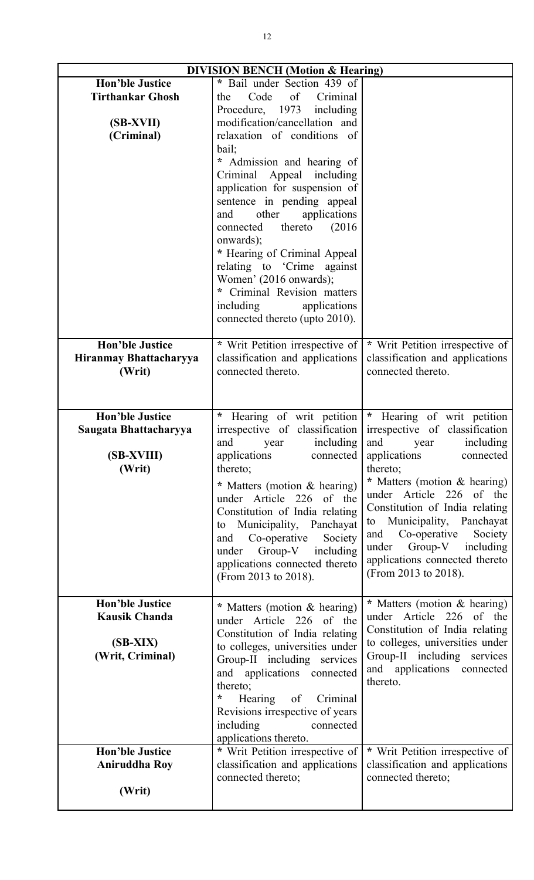| DIVISION BENCH (Motion & Hearing) | | |
|---|---|---|
| **Hon'ble Justice Tirthankar Ghosh**<br><br>**(SB-XVII)**<br>**(Criminal)** | * Bail under Section 439 of the Code of Criminal Procedure, 1973 including modification/cancellation and relaxation of conditions of bail;<br>* Admission and hearing of Criminal Appeal including application for suspension of sentence in pending appeal and other applications connected thereto (2016 onwards);<br>* Hearing of Criminal Appeal relating to 'Crime against Women' (2016 onwards);<br>* Criminal Revision matters including applications connected thereto (upto 2010). | |
| **Hon'ble Justice Hiranmay Bhattacharyya**<br>**(Writ)** | * Writ Petition irrespective of classification and applications connected thereto. | * Writ Petition irrespective of classification and applications connected thereto. |
| **Hon'ble Justice Saugata Bhattacharyya**<br><br>**(SB-XVIII)**<br>**(Writ)** | * Hearing of writ petition irrespective of classification and year including applications connected thereto;<br>* Matters (motion & hearing) under Article 226 of the Constitution of India relating to Municipality, Panchayat and Co-operative Society under Group-V including applications connected thereto (From 2013 to 2018). | * Hearing of writ petition irrespective of classification and year including applications connected thereto;<br>* Matters (motion & hearing) under Article 226 of the Constitution of India relating to Municipality, Panchayat and Co-operative Society under Group-V including applications connected thereto (From 2013 to 2018). |
| **Hon'ble Justice Kausik Chanda**<br><br>**(SB-XIX)**<br>**(Writ, Criminal)** | * Matters (motion & hearing) under Article 226 of the Constitution of India relating to colleges, universities under Group-II including services and applications connected thereto;<br>* Hearing of Criminal Revisions irrespective of years including connected applications thereto. | * Matters (motion & hearing) under Article 226 of the Constitution of India relating to colleges, universities under Group-II including services and applications connected thereto. |
| **Hon'ble Justice Aniruddha Roy**<br><br>**(Writ)** | * Writ Petition irrespective of classification and applications connected thereto; | * Writ Petition irrespective of classification and applications connected thereto; |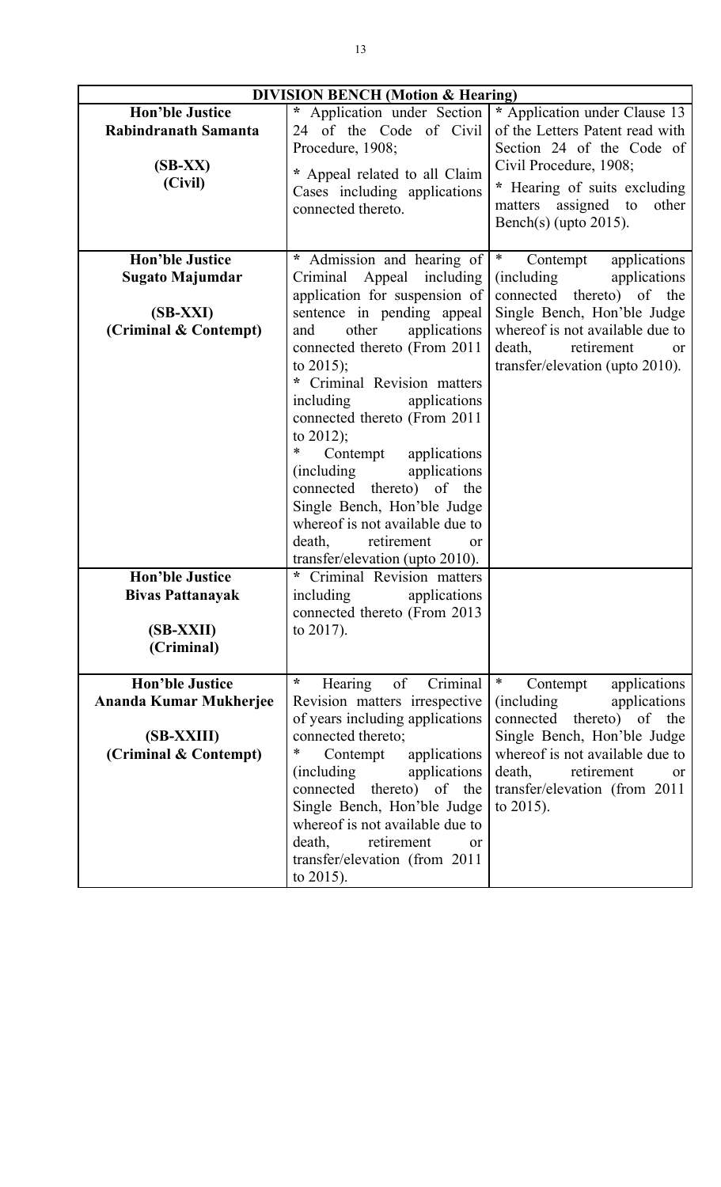| DIVISION BENCH (Motion & Hearing) | | |
|---|---|---|
| **Hon'ble Justice Rabindranath Samanta**<br><br>**(SB-XX)**<br>**(Civil)** | * Application under Section 24 of the Code of Civil Procedure, 1908;<br><br>* Appeal related to all Claim Cases including applications connected thereto. | * Application under Clause 13 of the Letters Patent read with Section 24 of the Code of Civil Procedure, 1908;<br><br>* Hearing of suits excluding matters assigned to other Bench(s) (upto 2015). |
| **Hon'ble Justice Sugato Majumdar**<br><br>**(SB-XXI)**<br>**(Criminal & Contempt)** | * Admission and hearing of Criminal Appeal including application for suspension of sentence in pending appeal and other applications connected thereto (From 2011 to 2015);<br>* Criminal Revision matters including applications connected thereto (From 2011 to 2012);<br>* Contempt applications (including applications connected thereto) of the Single Bench, Hon'ble Judge whereof is not available due to death, retirement or transfer/elevation (upto 2010). | * Contempt applications (including applications connected thereto) of the Single Bench, Hon'ble Judge whereof is not available due to death, retirement or transfer/elevation (upto 2010). |
| **Hon'ble Justice Bivas Pattanayak**<br><br>**(SB-XXII)**<br>**(Criminal)** | * Criminal Revision matters including applications connected thereto (From 2013 to 2017). | |
| **Hon'ble Justice Ananda Kumar Mukherjee**<br><br>**(SB-XXIII)**<br>**(Criminal & Contempt)** | * Hearing of Criminal Revision matters irrespective of years including applications connected thereto;<br>* Contempt applications (including applications connected thereto) of the Single Bench, Hon'ble Judge whereof is not available due to death, retirement or transfer/elevation (from 2011 to 2015). | * Contempt applications (including applications connected thereto) of the Single Bench, Hon'ble Judge whereof is not available due to death, retirement or transfer/elevation (from 2011 to 2015). |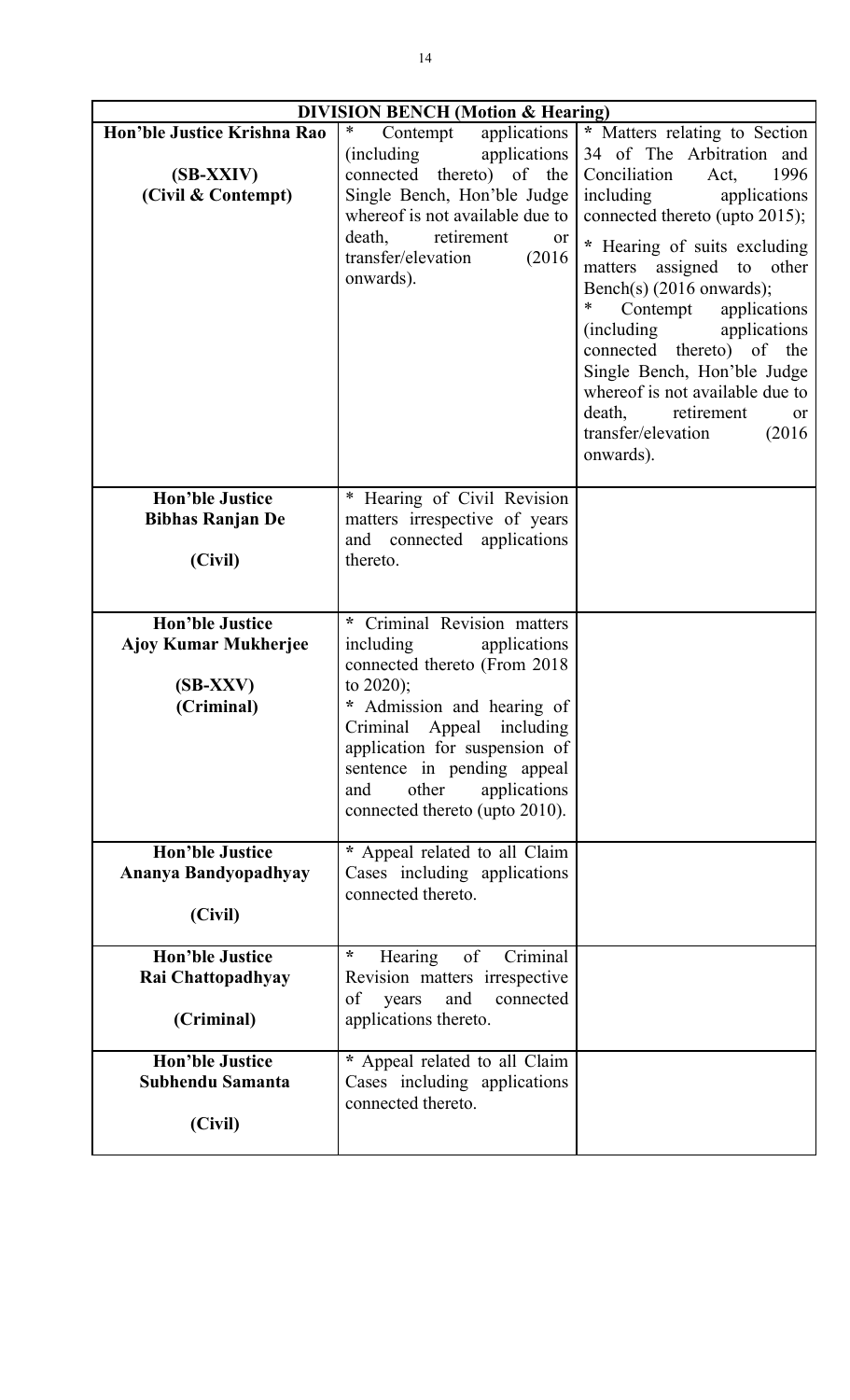| DIVISION BENCH (Motion & Hearing) | | |
|---|---|---|
| **Hon'ble Justice Krishna Rao**<br><br>**(SB-XXIV)**<br>**(Civil & Contempt)** | * Contempt applications (including applications connected thereto) of the Single Bench, Hon'ble Judge whereof is not available due to death, retirement or transfer/elevation (2016 onwards). | * Matters relating to Section 34 of The Arbitration and Conciliation Act, 1996 including applications connected thereto (upto 2015);<br><br>* Hearing of suits excluding matters assigned to other Bench(s) (2016 onwards);<br>* Contempt applications (including applications connected thereto) of the Single Bench, Hon'ble Judge whereof is not available due to death, retirement or transfer/elevation (2016 onwards). |
| **Hon'ble Justice**<br>**Bibhas Ranjan De**<br><br>**(Civil)** | * Hearing of Civil Revision matters irrespective of years and connected applications thereto. | |
| **Hon'ble Justice**<br>**Ajoy Kumar Mukherjee**<br><br>**(SB-XXV)**<br>**(Criminal)** | * Criminal Revision matters including applications connected thereto (From 2018 to 2020);<br>* Admission and hearing of Criminal Appeal including application for suspension of sentence in pending appeal and other applications connected thereto (upto 2010). | |
| **Hon'ble Justice**<br>**Ananya Bandyopadhyay**<br><br>**(Civil)** | * Appeal related to all Claim Cases including applications connected thereto. | |
| **Hon'ble Justice**<br>**Rai Chattopadhyay**<br><br>**(Criminal)** | * Hearing of Criminal Revision matters irrespective of years and connected applications thereto. | |
| **Hon'ble Justice**<br>**Subhendu Samanta**<br><br>**(Civil)** | * Appeal related to all Claim Cases including applications connected thereto. | |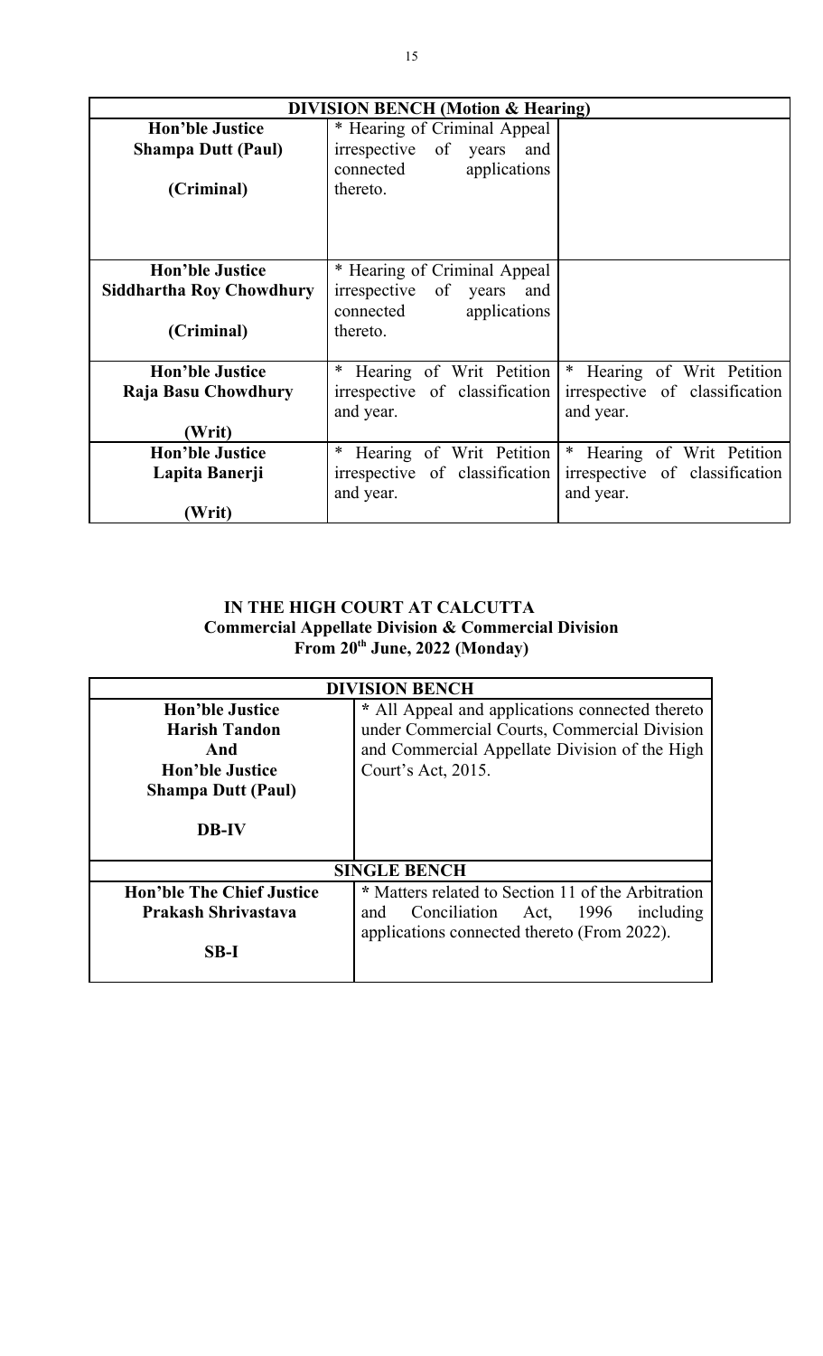| DIVISION BENCH (Motion & Hearing) | | |
|---|---|---|
| **Hon'ble Justice Shampa Dutt (Paul)**<br><br>**(Criminal)** | * Hearing of Criminal Appeal irrespective of years and connected applications thereto. | |
| **Hon'ble Justice Siddhartha Roy Chowdhury**<br><br>**(Criminal)** | * Hearing of Criminal Appeal irrespective of years and connected applications thereto. | |
| **Hon'ble Justice Raja Basu Chowdhury**<br><br>**(Writ)** | * Hearing of Writ Petition irrespective of classification and year. | * Hearing of Writ Petition irrespective of classification and year. |
| **Hon'ble Justice Lapita Banerji**<br><br>**(Writ)** | * Hearing of Writ Petition irrespective of classification and year. | * Hearing of Writ Petition irrespective of classification and year. |

## IN THE HIGH COURT AT CALCUTTA
### Commercial Appellate Division & Commercial Division
### From 20th June, 2022 (Monday)

| DIVISION BENCH | |
|---|---|
| **Hon'ble Justice Harish Tandon And Hon'ble Justice Shampa Dutt (Paul)**<br><br>**DB-IV** | * All Appeal and applications connected thereto under Commercial Courts, Commercial Division and Commercial Appellate Division of the High Court's Act, 2015. |
| **SINGLE BENCH** | |
| **Hon'ble The Chief Justice Prakash Shrivastava**<br><br>**SB-I** | * Matters related to Section 11 of the Arbitration and Conciliation Act, 1996 including applications connected thereto (From 2022). |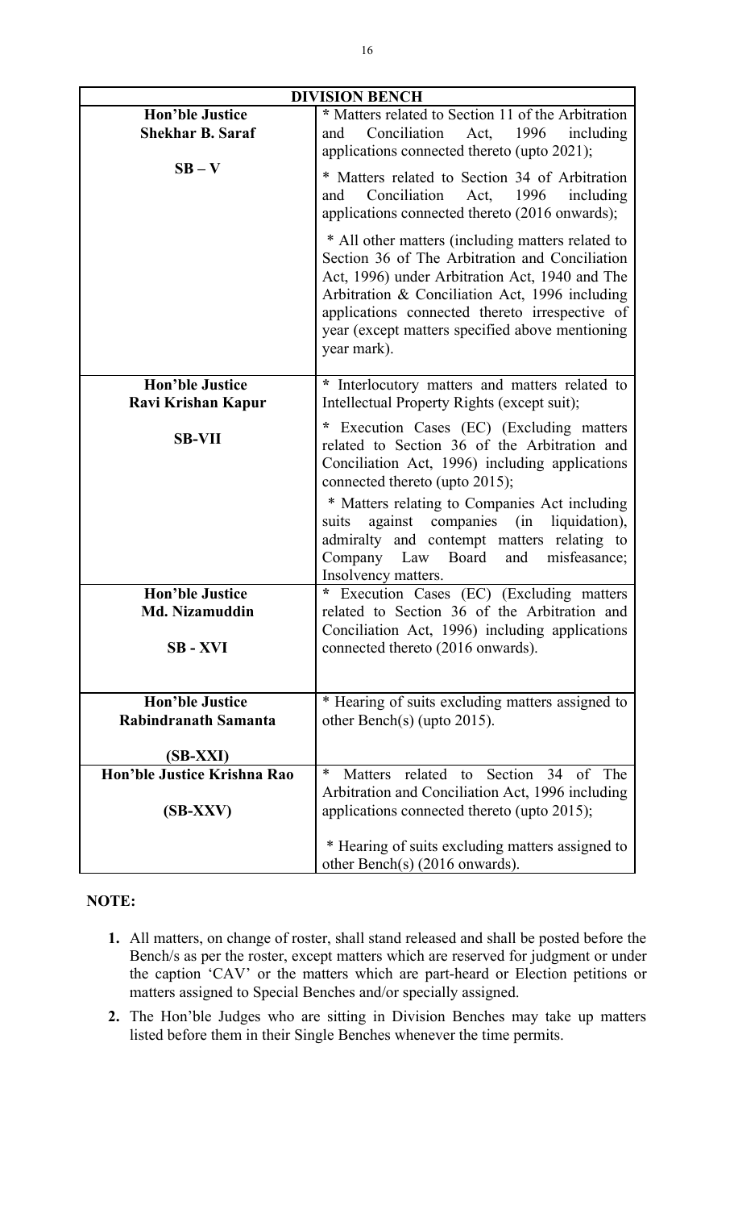| DIVISION BENCH | |
|---|---|
| **Hon'ble Justice Shekhar B. Saraf**<br><br>**SB – V** | * Matters related to Section 11 of the Arbitration and Conciliation Act, 1996 including applications connected thereto (upto 2021);<br><br>* Matters related to Section 34 of Arbitration and Conciliation Act, 1996 including applications connected thereto (2016 onwards);<br><br>* All other matters (including matters related to Section 36 of The Arbitration and Conciliation Act, 1996) under Arbitration Act, 1940 and The Arbitration & Conciliation Act, 1996 including applications connected thereto irrespective of year (except matters specified above mentioning year mark). |
| **Hon'ble Justice Ravi Krishan Kapur**<br><br>**SB-VII** | * Interlocutory matters and matters related to Intellectual Property Rights (except suit);<br><br>* Execution Cases (EC) (Excluding matters related to Section 36 of the Arbitration and Conciliation Act, 1996) including applications connected thereto (upto 2015);<br><br>* Matters relating to Companies Act including suits against companies (in liquidation), admiralty and contempt matters relating to Company Law Board and misfeasance; Insolvency matters. |
| **Hon'ble Justice Md. Nizamuddin**<br><br>**SB - XVI** | * Execution Cases (EC) (Excluding matters related to Section 36 of the Arbitration and Conciliation Act, 1996) including applications connected thereto (2016 onwards). |
| **Hon'ble Justice Rabindranath Samanta**<br><br>**(SB-XXI)** | * Hearing of suits excluding matters assigned to other Bench(s) (upto 2015). |
| **Hon'ble Justice Krishna Rao**<br><br>**(SB-XXV)** | * Matters related to Section 34 of The Arbitration and Conciliation Act, 1996 including applications connected thereto (upto 2015);<br><br>* Hearing of suits excluding matters assigned to other Bench(s) (2016 onwards). |

**NOTE:**

1. All matters, on change of roster, shall stand released and shall be posted before the Bench/s as per the roster, except matters which are reserved for judgment or under the caption 'CAV' or the matters which are part-heard or Election petitions or matters assigned to Special Benches and/or specially assigned.
2. The Hon'ble Judges who are sitting in Division Benches may take up matters listed before them in their Single Benches whenever the time permits.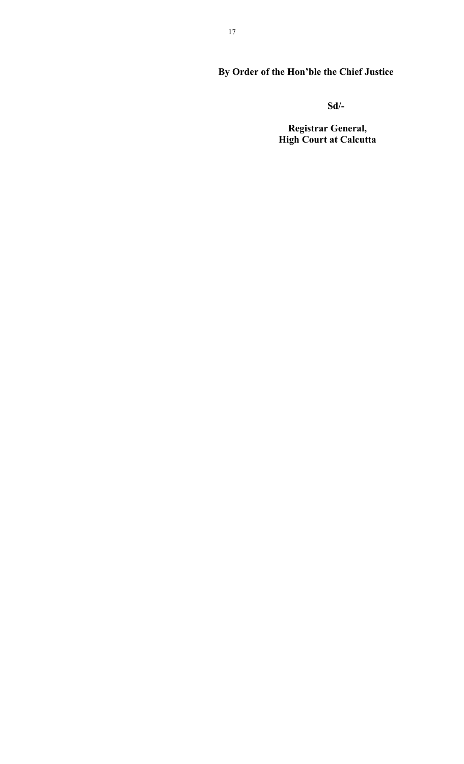**By Order of the Hon'ble the Chief Justice**

**Sd/-**

**Registrar General,**
**High Court at Calcutta**